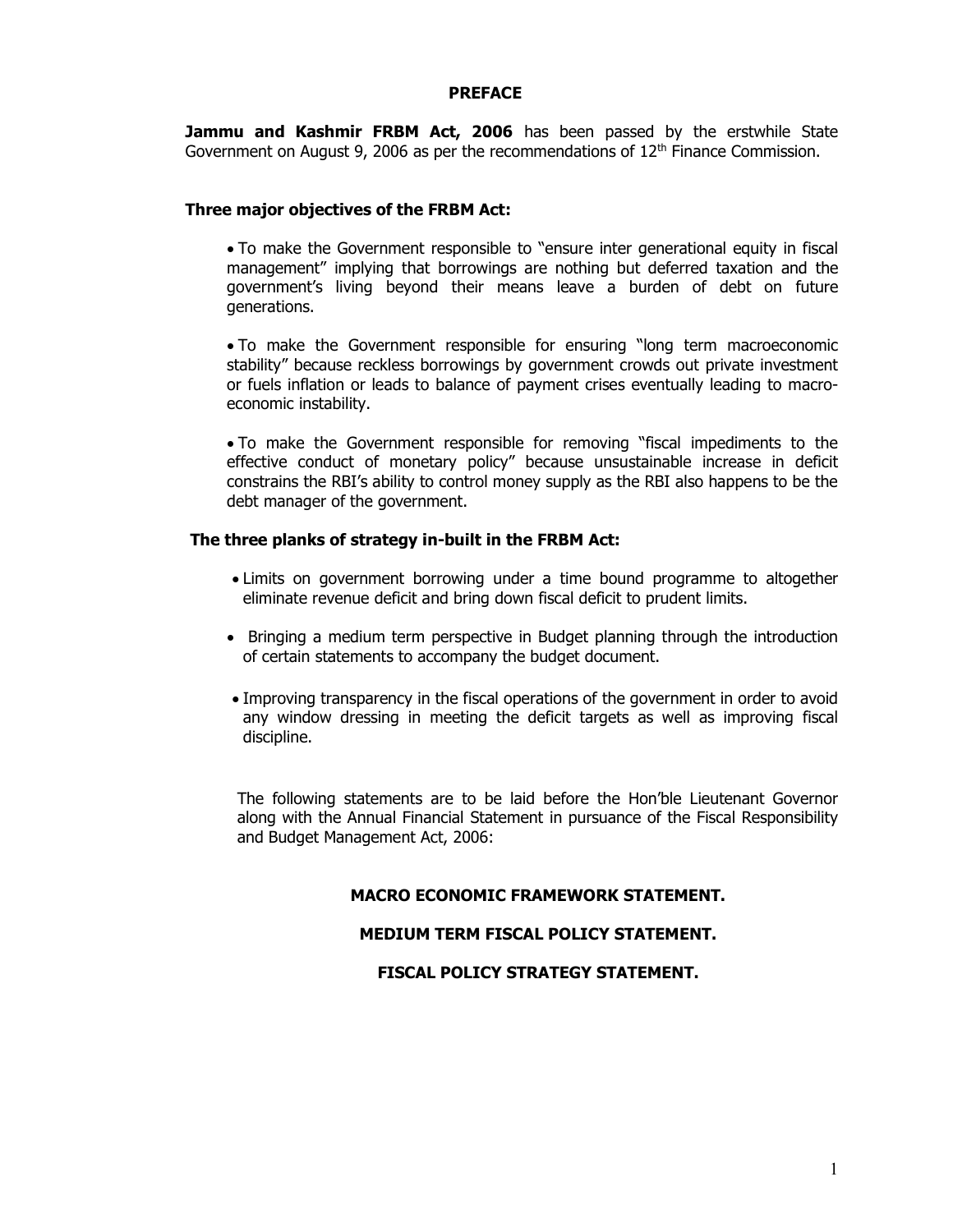# PREFACE

**Jammu and Kashmir FRBM Act, 2006** has been passed by the erstwhile State Government on August 9, 2006 as per the recommendations of 12th Finance Commission.

### Three major objectives of the FRBM Act:

- To make the Government responsible to "ensure inter generational equity in fiscal management" implying that borrowings are nothing but deferred taxation and the government's living beyond their means leave a burden of debt on future generations.

- To make the Government responsible for ensuring "long term macroeconomic stability" because reckless borrowings by government crowds out private investment or fuels inflation or leads to balance of payment crises eventually leading to macro-economic instability.

- To make the Government responsible for removing "fiscal impediments to the effective conduct of monetary policy" because unsustainable increase in deficit constrains the RBI's ability to control money supply as the RBI also happens to be the debt manager of the government.

### The three planks of strategy in-built in the FRBM Act:

- Limits on government borrowing under a time bound programme to altogether eliminate revenue deficit and bring down fiscal deficit to prudent limits.

- Bringing a medium term perspective in Budget planning through the introduction of certain statements to accompany the budget document.

- Improving transparency in the fiscal operations of the government in order to avoid any window dressing in meeting the deficit targets as well as improving fiscal discipline.

The following statements are to be laid before the Hon'ble Lieutenant Governor along with the Annual Financial Statement in pursuance of the Fiscal Responsibility and Budget Management Act, 2006:

**MACRO ECONOMIC FRAMEWORK STATEMENT.**

**MEDIUM TERM FISCAL POLICY STATEMENT.**

**FISCAL POLICY STRATEGY STATEMENT.**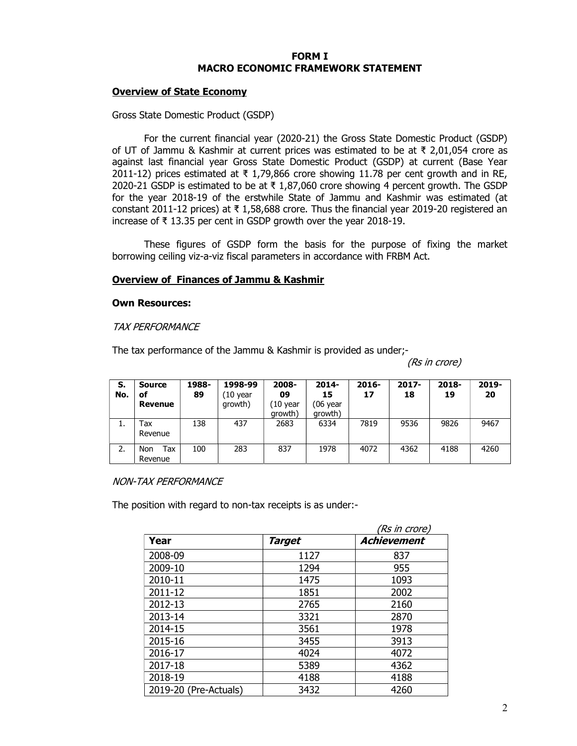# FORM I
# MACRO ECONOMIC FRAMEWORK STATEMENT

## Overview of State Economy

Gross State Domestic Product (GSDP)

For the current financial year (2020-21) the Gross State Domestic Product (GSDP) of UT of Jammu & Kashmir at current prices was estimated to be at ₹ 2,01,054 crore as against last financial year Gross State Domestic Product (GSDP) at current (Base Year 2011-12) prices estimated at ₹ 1,79,866 crore showing 11.78 per cent growth and in RE, 2020-21 GSDP is estimated to be at ₹ 1,87,060 crore showing 4 percent growth. The GSDP for the year 2018-19 of the erstwhile State of Jammu and Kashmir was estimated (at constant 2011-12 prices) at ₹ 1,58,688 crore. Thus the financial year 2019-20 registered an increase of ₹ 13.35 per cent in GSDP growth over the year 2018-19.

These figures of GSDP form the basis for the purpose of fixing the market borrowing ceiling viz-a-viz fiscal parameters in accordance with FRBM Act.

## Overview of Finances of Jammu & Kashmir

### Own Resources:

*TAX PERFORMANCE*

The tax performance of the Jammu & Kashmir is provided as under;-

*(Rs in crore)*

| S. No. | Source of Revenue | 1988-89 | 1998-99 (10 year growth) | 2008-09 (10 year growth) | 2014-15 (06 year growth) | 2016-17 | 2017-18 | 2018-19 | 2019-20 |
|---|---|---|---|---|---|---|---|---|---|
| 1. | Tax Revenue | 138 | 437 | 2683 | 6334 | 7819 | 9536 | 9826 | 9467 |
| 2. | Non Tax Revenue | 100 | 283 | 837 | 1978 | 4072 | 4362 | 4188 | 4260 |

*NON-TAX PERFORMANCE*

The position with regard to non-tax receipts is as under:-

*(Rs in crore)*

| Year | *Target* | *Achievement* |
|---|---|---|
| 2008-09 | 1127 | 837 |
| 2009-10 | 1294 | 955 |
| 2010-11 | 1475 | 1093 |
| 2011-12 | 1851 | 2002 |
| 2012-13 | 2765 | 2160 |
| 2013-14 | 3321 | 2870 |
| 2014-15 | 3561 | 1978 |
| 2015-16 | 3455 | 3913 |
| 2016-17 | 4024 | 4072 |
| 2017-18 | 5389 | 4362 |
| 2018-19 | 4188 | 4188 |
| 2019-20 (Pre-Actuals) | 3432 | 4260 |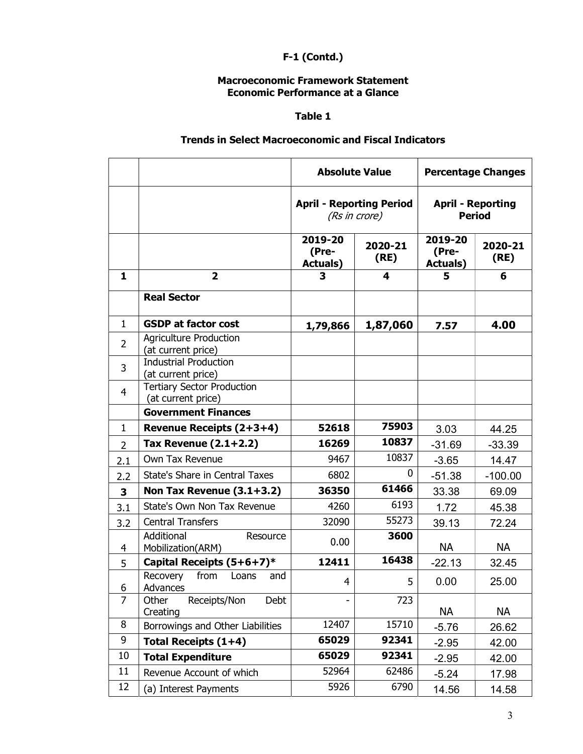**F-1 (Contd.)**

**Macroeconomic Framework Statement**
**Economic Performance at a Glance**

**Table 1**

**Trends in Select Macroeconomic and Fiscal Indicators**

| | | **Absolute Value** | | **Percentage Changes** | |
|---|---|---|---|---|---|
| | | **April - Reporting Period** *(Rs in crore)* | | **April - Reporting Period** | |
| | | **2019-20 (Pre-Actuals)** | **2020-21 (RE)** | **2019-20 (Pre-Actuals)** | **2020-21 (RE)** |
| **1** | **2** | **3** | **4** | **5** | **6** |
| | **Real Sector** | | | | |
| 1 | **GSDP at factor cost** | **1,79,866** | **1,87,060** | **7.57** | **4.00** |
| 2 | Agriculture Production (at current price) | | | | |
| 3 | Industrial Production (at current price) | | | | |
| 4 | Tertiary Sector Production (at current price) | | | | |
| | **Government Finances** | | | | |
| 1 | **Revenue Receipts (2+3+4)** | **52618** | **75903** | 3.03 | 44.25 |
| 2 | **Tax Revenue (2.1+2.2)** | **16269** | **10837** | -31.69 | -33.39 |
| 2.1 | Own Tax Revenue | 9467 | 10837 | -3.65 | 14.47 |
| 2.2 | State's Share in Central Taxes | 6802 | 0 | -51.38 | -100.00 |
| **3** | **Non Tax Revenue (3.1+3.2)** | **36350** | **61466** | 33.38 | 69.09 |
| 3.1 | State's Own Non Tax Revenue | 4260 | 6193 | 1.72 | 45.38 |
| 3.2 | Central Transfers | 32090 | 55273 | 39.13 | 72.24 |
| 4 | Additional Resource Mobilization(ARM) | 0.00 | **3600** | NA | NA |
| 5 | **Capital Receipts (5+6+7)*** | **12411** | **16438** | -22.13 | 32.45 |
| 6 | Recovery from Loans and Advances | 4 | 5 | 0.00 | 25.00 |
| 7 | Other Receipts/Non Debt Creating | - | 723 | NA | NA |
| 8 | Borrowings and Other Liabilities | 12407 | 15710 | -5.76 | 26.62 |
| 9 | **Total Receipts (1+4)** | **65029** | **92341** | -2.95 | 42.00 |
| 10 | **Total Expenditure** | **65029** | **92341** | -2.95 | 42.00 |
| 11 | Revenue Account of which | 52964 | 62486 | -5.24 | 17.98 |
| 12 | (a) Interest Payments | 5926 | 6790 | 14.56 | 14.58 |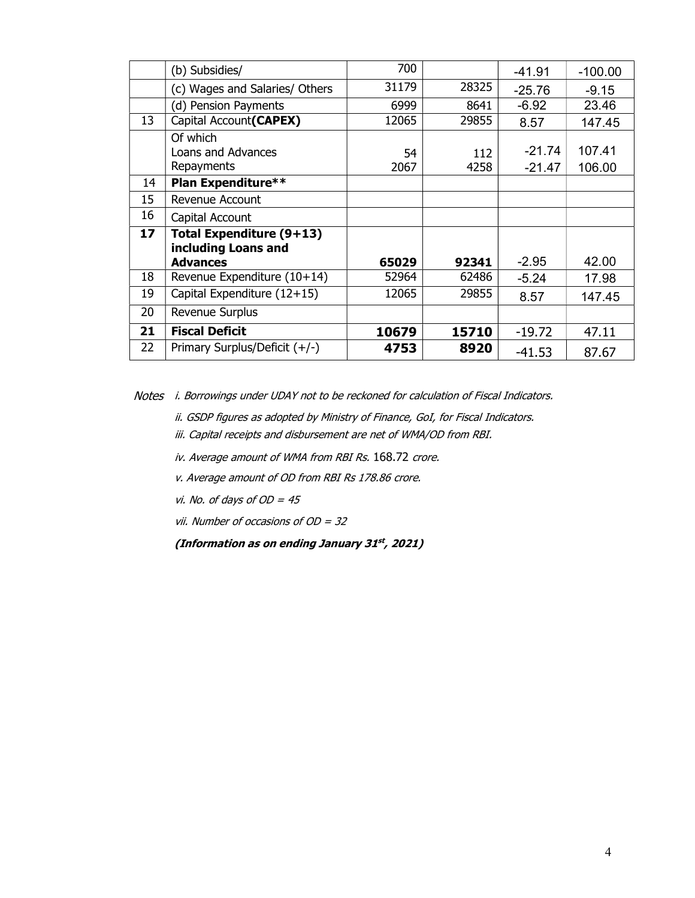|  | (b) Subsidies/ | 700 |  | -41.91 | -100.00 |
|---|---|---|---|---|---|
|  | (c) Wages and Salaries/ Others | 31179 | 28325 | -25.76 | -9.15 |
|  | (d) Pension Payments | 6999 | 8641 | -6.92 | 23.46 |
| 13 | Capital Account**(CAPEX)** | 12065 | 29855 | 8.57 | 147.45 |
|  | Of which<br>Loans and Advances<br>Repayments | <br>54<br>2067 | <br>112<br>4258 | <br>-21.74<br>-21.47 | <br>107.41<br>106.00 |
| 14 | **Plan Expenditure**** |  |  |  |  |
| 15 | Revenue Account |  |  |  |  |
| 16 | Capital Account |  |  |  |  |
| **17** | **Total Expenditure (9+13) including Loans and Advances** | **65029** | **92341** | -2.95 | 42.00 |
| 18 | Revenue Expenditure (10+14) | 52964 | 62486 | -5.24 | 17.98 |
| 19 | Capital Expenditure (12+15) | 12065 | 29855 | 8.57 | 147.45 |
| 20 | Revenue Surplus |  |  |  |  |
| **21** | **Fiscal Deficit** | **10679** | **15710** | -19.72 | 47.11 |
| 22 | Primary Surplus/Deficit (+/-) | **4753** | **8920** | -41.53 | 87.67 |

*Notes* *i. Borrowings under UDAY not to be reckoned for calculation of Fiscal Indicators.*

*ii. GSDP figures as adopted by Ministry of Finance, GoI, for Fiscal Indicators.*

*iii. Capital receipts and disbursement are net of WMA/OD from RBI.*

*iv. Average amount of WMA from RBI Rs.* 168.72 *crore.*

*v. Average amount of OD from RBI Rs 178.86 crore.*

*vi. No. of days of OD = 45*

*vii. Number of occasions of OD = 32*

***(Information as on ending January 31st, 2021)***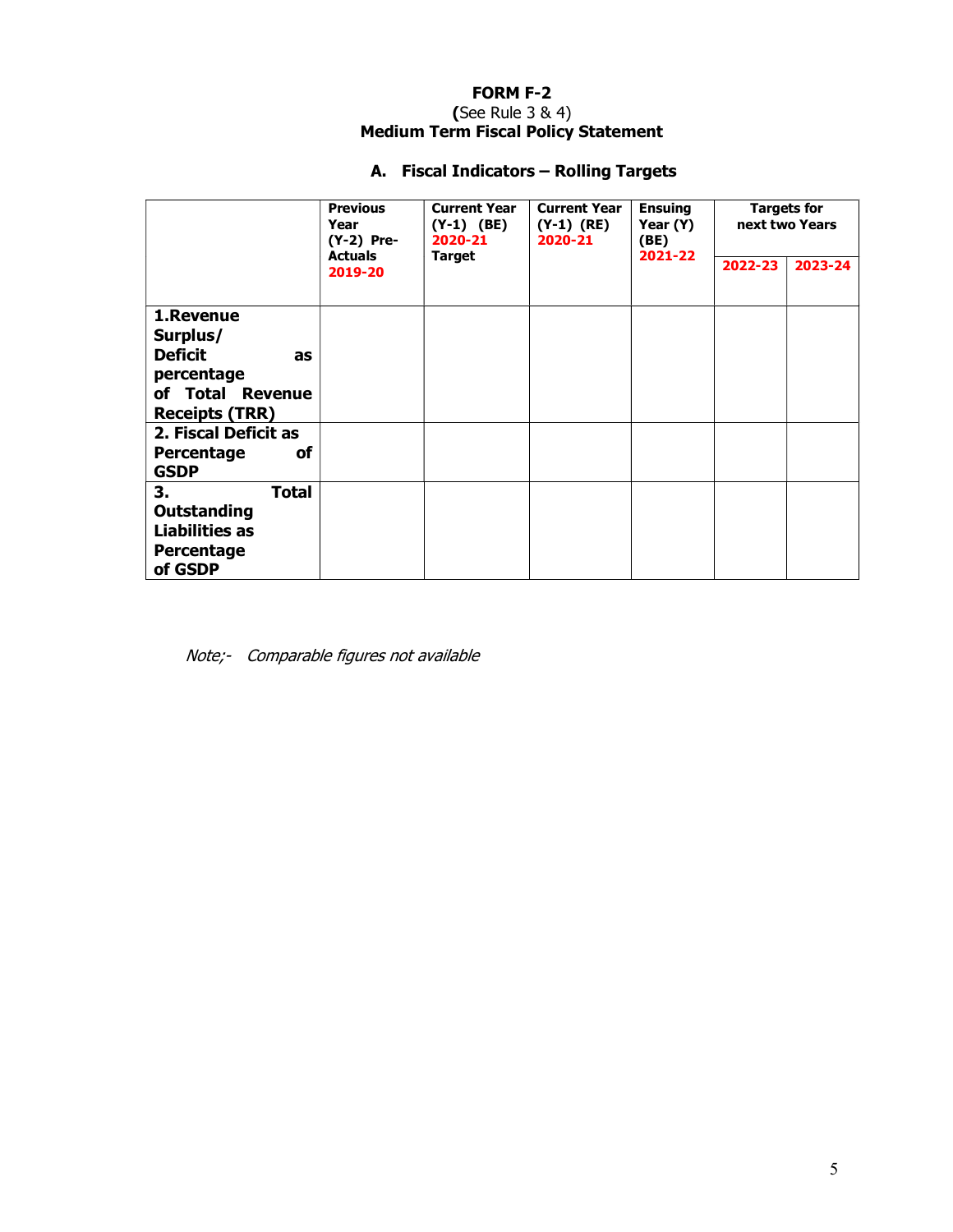**FORM F-2**
**(**See Rule 3 & 4)
**Medium Term Fiscal Policy Statement**

## A. Fiscal Indicators – Rolling Targets

| | Previous Year (Y-2) Pre-Actuals 2019-20 | Current Year (Y-1) (BE) 2020-21 Target | Current Year (Y-1) (RE) 2020-21 | Ensuing Year (Y) (BE) 2021-22 | Targets for next two Years | |
|---|---|---|---|---|---|---|
| | | | | | 2022-23 | 2023-24 |
| **1.Revenue Surplus/ Deficit as percentage of Total Revenue Receipts (TRR)** | | | | | | |
| **2. Fiscal Deficit as Percentage of GSDP** | | | | | | |
| **3. Total Outstanding Liabilities as Percentage of GSDP** | | | | | | |

*Note;- Comparable figures not available*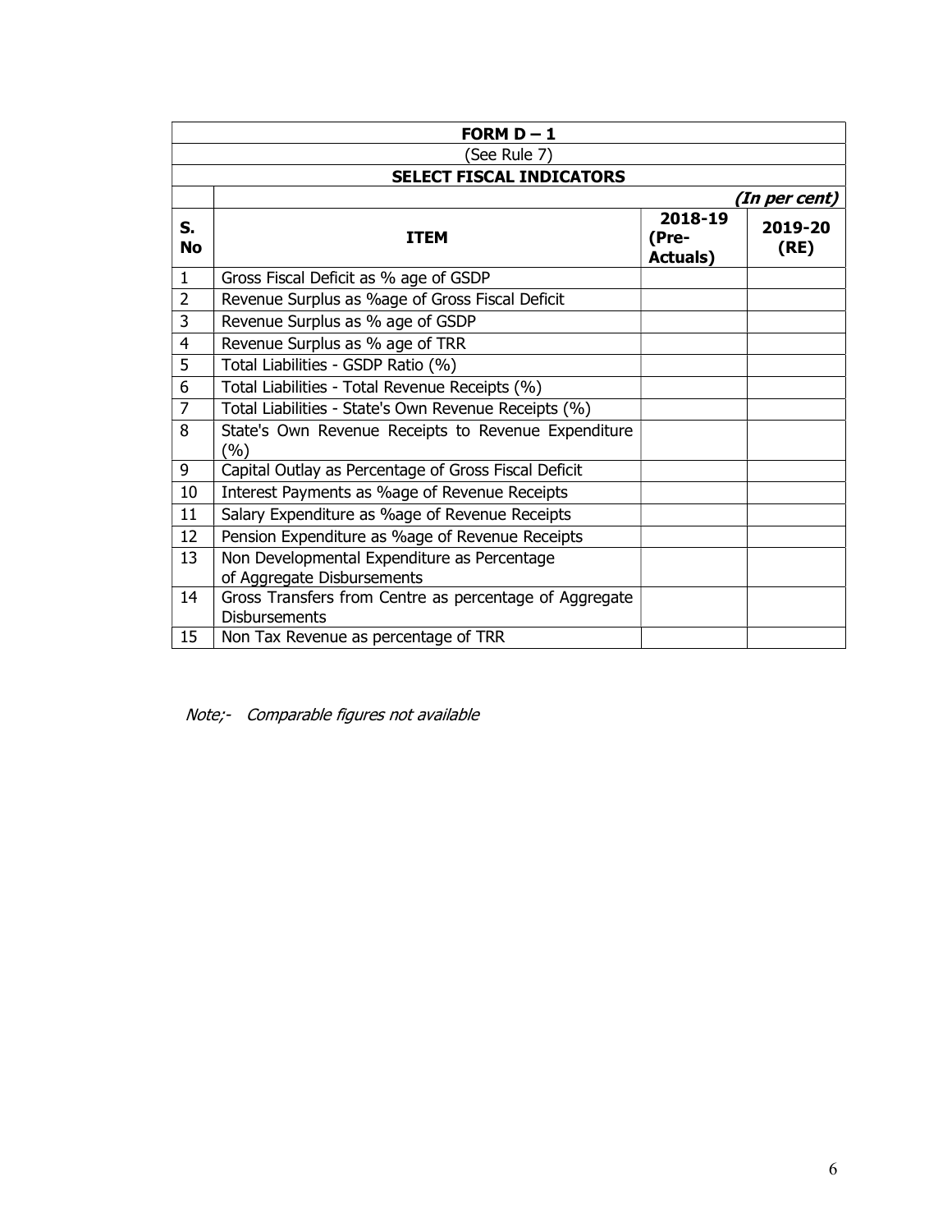## FORM D – 1

(See Rule 7)

### SELECT FISCAL INDICATORS

*(In per cent)*

| S. No | ITEM | 2018-19 (Pre-Actuals) | 2019-20 (RE) |
|---|---|---|---|
| 1 | Gross Fiscal Deficit as % age of GSDP | | |
| 2 | Revenue Surplus as %age of Gross Fiscal Deficit | | |
| 3 | Revenue Surplus as % age of GSDP | | |
| 4 | Revenue Surplus as % age of TRR | | |
| 5 | Total Liabilities - GSDP Ratio (%) | | |
| 6 | Total Liabilities - Total Revenue Receipts (%) | | |
| 7 | Total Liabilities - State's Own Revenue Receipts (%) | | |
| 8 | State's Own Revenue Receipts to Revenue Expenditure (%) | | |
| 9 | Capital Outlay as Percentage of Gross Fiscal Deficit | | |
| 10 | Interest Payments as %age of Revenue Receipts | | |
| 11 | Salary Expenditure as %age of Revenue Receipts | | |
| 12 | Pension Expenditure as %age of Revenue Receipts | | |
| 13 | Non Developmental Expenditure as Percentage of Aggregate Disbursements | | |
| 14 | Gross Transfers from Centre as percentage of Aggregate Disbursements | | |
| 15 | Non Tax Revenue as percentage of TRR | | |

*Note;- Comparable figures not available*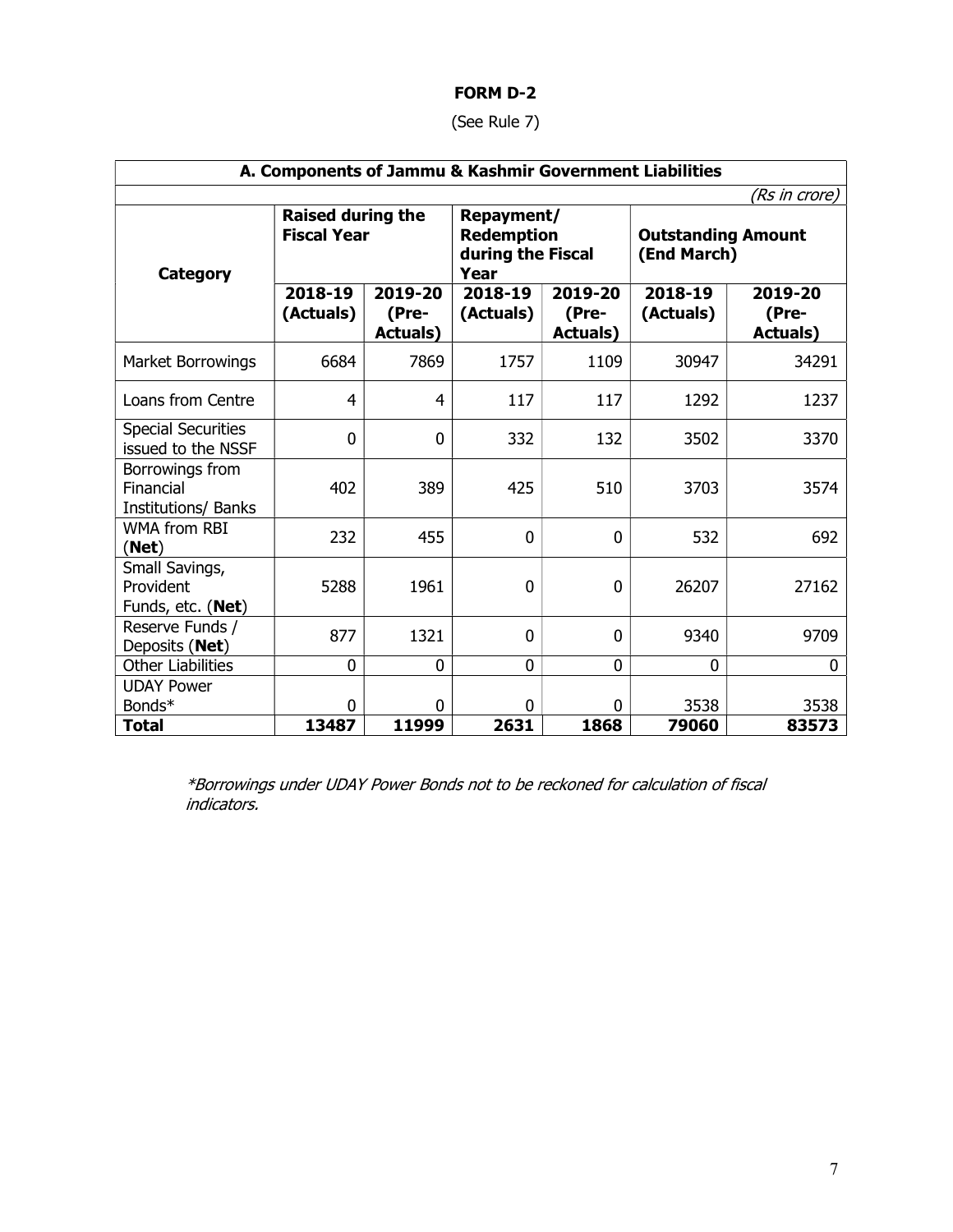**FORM D-2**

(See Rule 7)

| A. Components of Jammu & Kashmir Government Liabilities | | | | | | |
|---|---|---|---|---|---|---|
| | | | | | | *(Rs in crore)* |
| **Category** | **Raised during the Fiscal Year** | | **Repayment/ Redemption during the Fiscal Year** | | **Outstanding Amount (End March)** | |
| | **2018-19 (Actuals)** | **2019-20 (Pre-Actuals)** | **2018-19 (Actuals)** | **2019-20 (Pre-Actuals)** | **2018-19 (Actuals)** | **2019-20 (Pre-Actuals)** |
| Market Borrowings | 6684 | 7869 | 1757 | 1109 | 30947 | 34291 |
| Loans from Centre | 4 | 4 | 117 | 117 | 1292 | 1237 |
| Special Securities issued to the NSSF | 0 | 0 | 332 | 132 | 3502 | 3370 |
| Borrowings from Financial Institutions/ Banks | 402 | 389 | 425 | 510 | 3703 | 3574 |
| WMA from RBI (**Net**) | 232 | 455 | 0 | 0 | 532 | 692 |
| Small Savings, Provident Funds, etc. (**Net**) | 5288 | 1961 | 0 | 0 | 26207 | 27162 |
| Reserve Funds / Deposits (**Net**) | 877 | 1321 | 0 | 0 | 9340 | 9709 |
| Other Liabilities | 0 | 0 | 0 | 0 | 0 | 0 |
| UDAY Power Bonds* | 0 | 0 | 0 | 0 | 3538 | 3538 |
| **Total** | **13487** | **11999** | **2631** | **1868** | **79060** | **83573** |

*\*Borrowings under UDAY Power Bonds not to be reckoned for calculation of fiscal indicators.*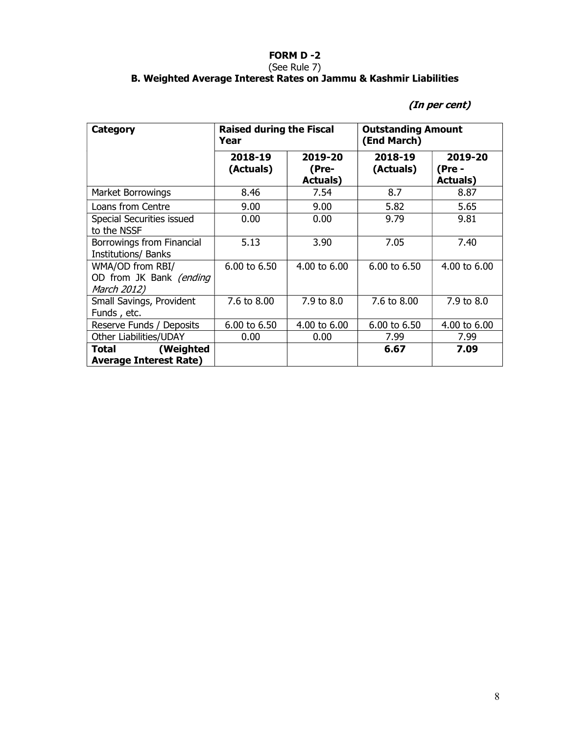**FORM D -2**

(See Rule 7)

**B. Weighted Average Interest Rates on Jammu & Kashmir Liabilities**

***(In per cent)***

| Category | Raised during the Fiscal Year | | Outstanding Amount (End March) | |
|---|---|---|---|---|
| | **2018-19 (Actuals)** | **2019-20 (Pre-Actuals)** | **2018-19 (Actuals)** | **2019-20 (Pre - Actuals)** |
| Market Borrowings | 8.46 | 7.54 | 8.7 | 8.87 |
| Loans from Centre | 9.00 | 9.00 | 5.82 | 5.65 |
| Special Securities issued to the NSSF | 0.00 | 0.00 | 9.79 | 9.81 |
| Borrowings from Financial Institutions/ Banks | 5.13 | 3.90 | 7.05 | 7.40 |
| WMA/OD from RBI/ OD from JK Bank *(ending March 2012)* | 6.00 to 6.50 | 4.00 to 6.00 | 6.00 to 6.50 | 4.00 to 6.00 |
| Small Savings, Provident Funds , etc. | 7.6 to 8.00 | 7.9 to 8.0 | 7.6 to 8.00 | 7.9 to 8.0 |
| Reserve Funds / Deposits | 6.00 to 6.50 | 4.00 to 6.00 | 6.00 to 6.50 | 4.00 to 6.00 |
| Other Liabilities/UDAY | 0.00 | 0.00 | 7.99 | 7.99 |
| **Total (Weighted Average Interest Rate)** | | | **6.67** | **7.09** |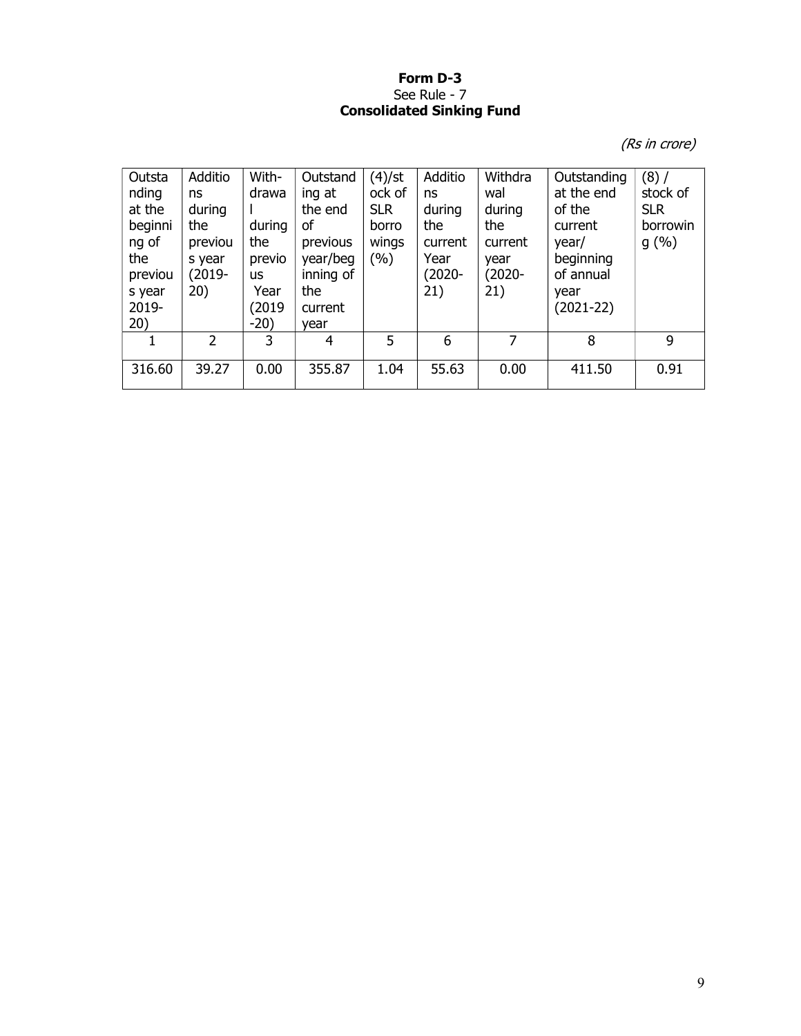**Form D-3**
See Rule - 7
**Consolidated Sinking Fund**

*(Rs in crore)*

| Outstanding at the beginning of the previous year 2019-20) | Additions during the previous year (2019-20) | With-drawal during the previous Year (2019-20) | Outstanding at the end of previous year/beginning of the current year | (4)/stock of SLR borrowings (%) | Additions during the current Year (2020-21) | Withdrawal during the current year (2020-21) | Outstanding at the end of the current year/ beginning of annual year (2021-22) | (8) / stock of SLR borrowing (%) |
|---|---|---|---|---|---|---|---|---|
| 1 | 2 | 3 | 4 | 5 | 6 | 7 | 8 | 9 |
| 316.60 | 39.27 | 0.00 | 355.87 | 1.04 | 55.63 | 0.00 | 411.50 | 0.91 |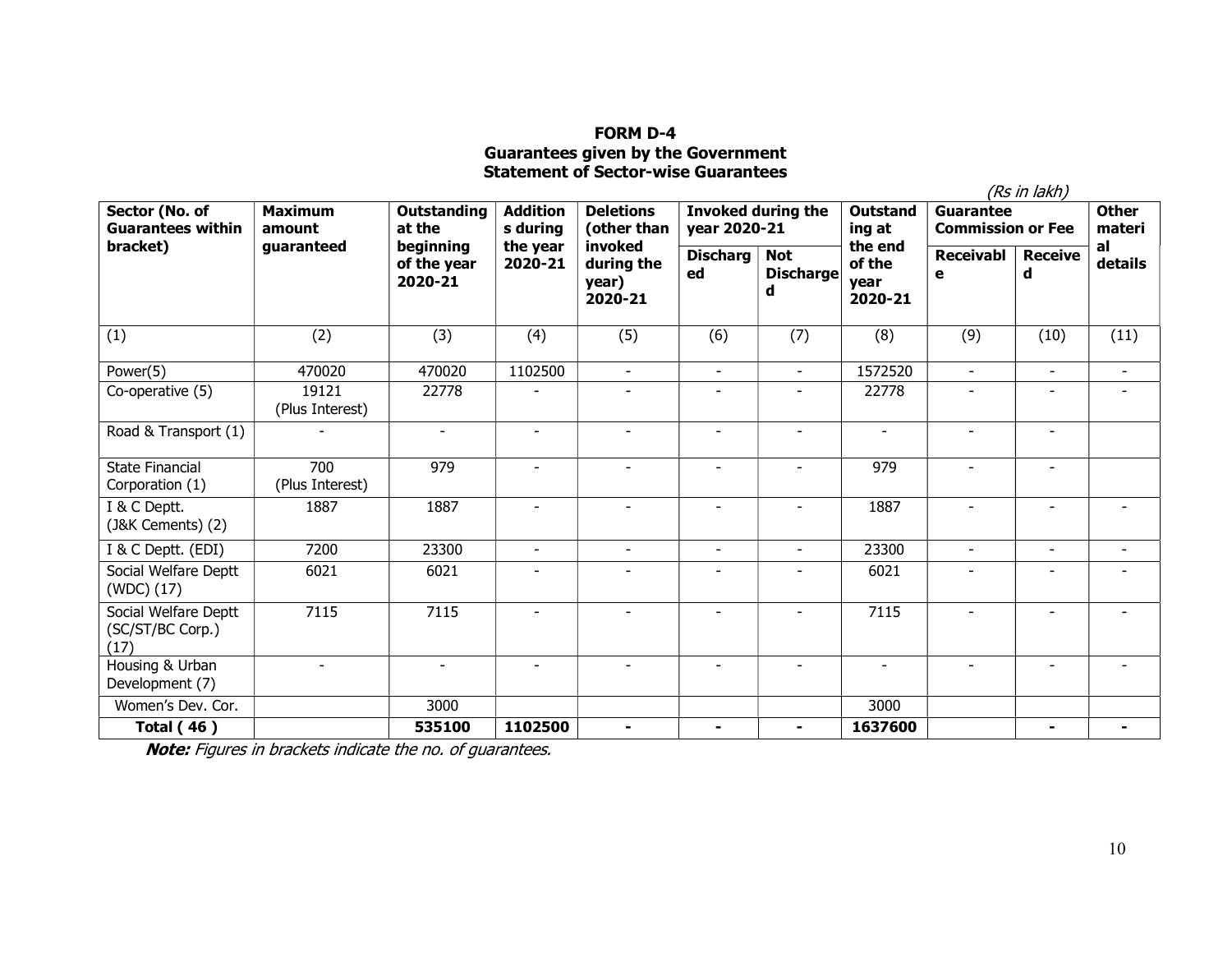**FORM D-4**
**Guarantees given by the Government**
**Statement of Sector-wise Guarantees**

*(Rs in lakh)*

| Sector (No. of Guarantees within bracket) | Maximum amount guaranteed | Outstanding at the beginning of the year 2020-21 | Additions during the year 2020-21 | Deletions (other than invoked during the year) 2020-21 | Invoked during the year 2020-21 | | Outstanding at the end of the year 2020-21 | Guarantee Commission or Fee | | Other material details |
|---|---|---|---|---|---|---|---|---|---|---|
| | | | | | Discharged | Not Discharged | | Receivable | Received | |
| (1) | (2) | (3) | (4) | (5) | (6) | (7) | (8) | (9) | (10) | (11) |
| Power(5) | 470020 | 470020 | 1102500 | - | - | - | 1572520 | - | - | - |
| Co-operative (5) | 19121 (Plus Interest) | 22778 | - | - | - | - | 22778 | - | - | - |
| Road & Transport (1) | - | - | - | - | - | - | - | - | - | |
| State Financial Corporation (1) | 700 (Plus Interest) | 979 | - | - | - | - | 979 | - | - | |
| I & C Deptt. (J&K Cements) (2) | 1887 | 1887 | - | - | - | - | 1887 | - | - | - |
| I & C Deptt. (EDI) | 7200 | 23300 | - | - | - | - | 23300 | - | - | - |
| Social Welfare Deptt (WDC) (17) | 6021 | 6021 | - | - | - | - | 6021 | - | - | - |
| Social Welfare Deptt (SC/ST/BC Corp.) (17) | 7115 | 7115 | - | - | - | - | 7115 | - | - | - |
| Housing & Urban Development (7) | - | - | - | - | - | - | - | - | - | - |
| Women's Dev. Cor. | | 3000 | | | | | 3000 | | | |
| **Total ( 46 )** | | **535100** | **1102500** | **-** | **-** | **-** | **1637600** | | **-** | **-** |

***Note:*** *Figures in brackets indicate the no. of guarantees.*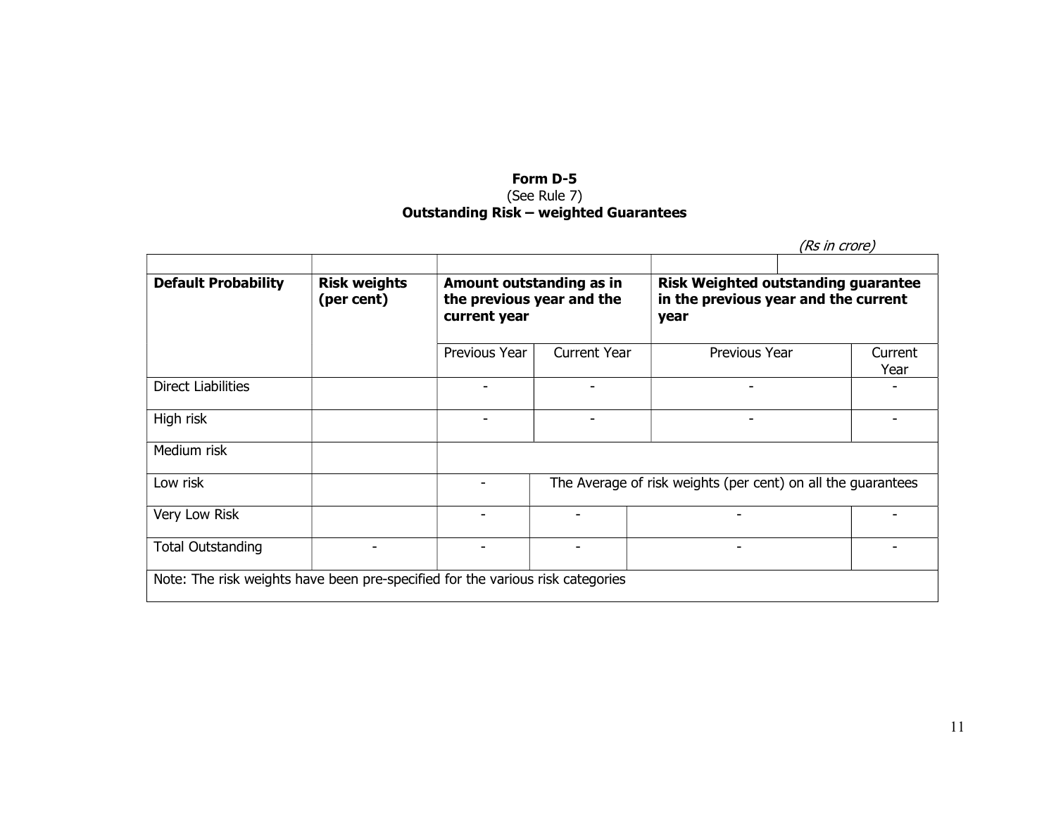**Form D-5**
(See Rule 7)
**Outstanding Risk – weighted Guarantees**

*(Rs in crore)*

| **Default Probability** | **Risk weights (per cent)** | **Amount outstanding as in the previous year and the current year** | | **Risk Weighted outstanding guarantee in the previous year and the current year** | |
|---|---|---|---|---|---|
| | | Previous Year | Current Year | Previous Year | Current Year |
| Direct Liabilities | | - | - | - | - |
| High risk | | - | - | - | - |
| Medium risk | | | | | |
| Low risk | | - | The Average of risk weights (per cent) on all the guarantees | | |
| Very Low Risk | | - | - | - | - |
| Total Outstanding | - | - | - | - | - |
| Note: The risk weights have been pre-specified for the various risk categories | | | | | |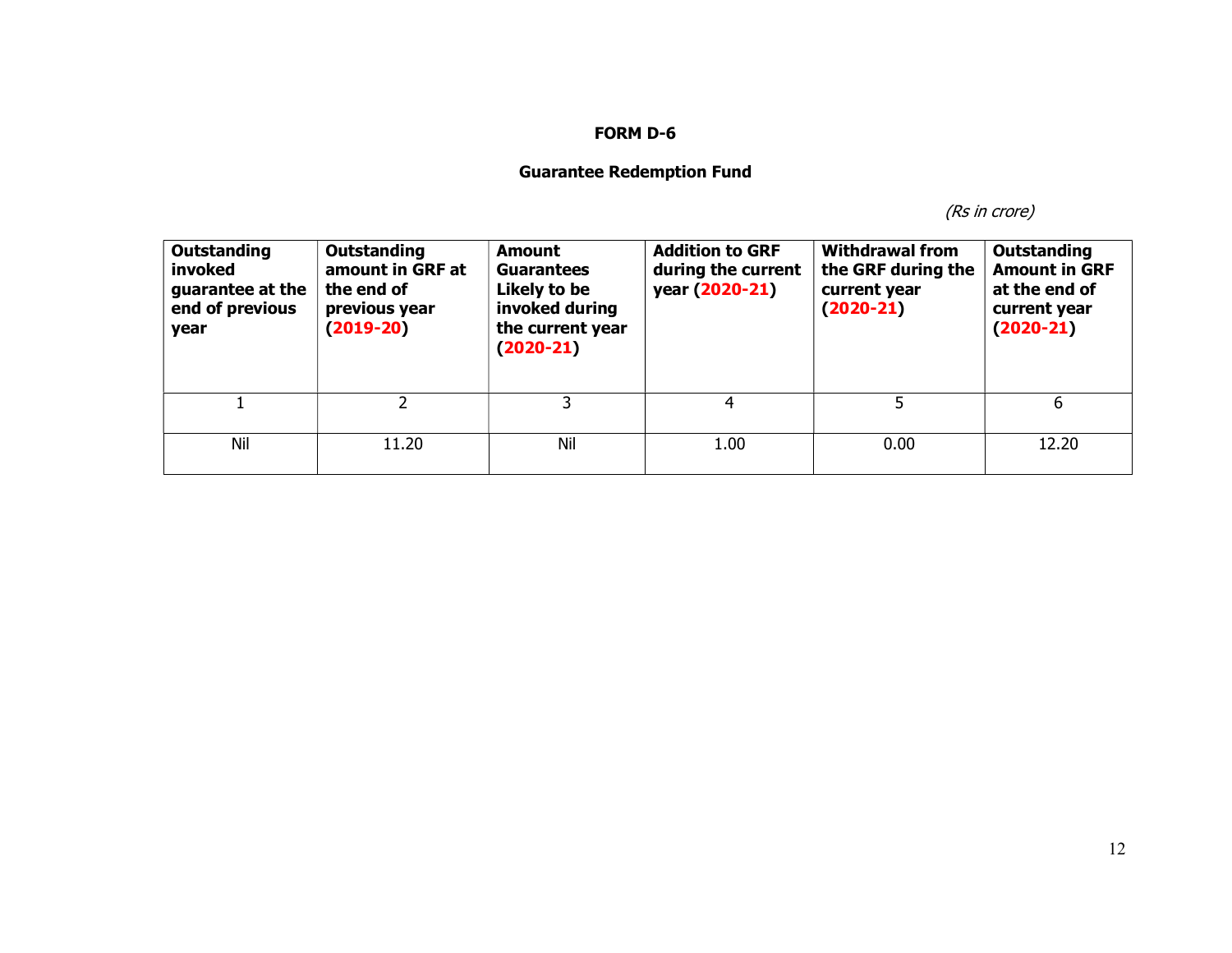# FORM D-6

## Guarantee Redemption Fund

*(Rs in crore)*

| Outstanding invoked guarantee at the end of previous year | Outstanding amount in GRF at the end of previous year (2019-20) | Amount Guarantees Likely to be invoked during the current year (2020-21) | Addition to GRF during the current year (2020-21) | Withdrawal from the GRF during the current year (2020-21) | Outstanding Amount in GRF at the end of current year (2020-21) |
|---|---|---|---|---|---|
| 1 | 2 | 3 | 4 | 5 | 6 |
| Nil | 11.20 | Nil | 1.00 | 0.00 | 12.20 |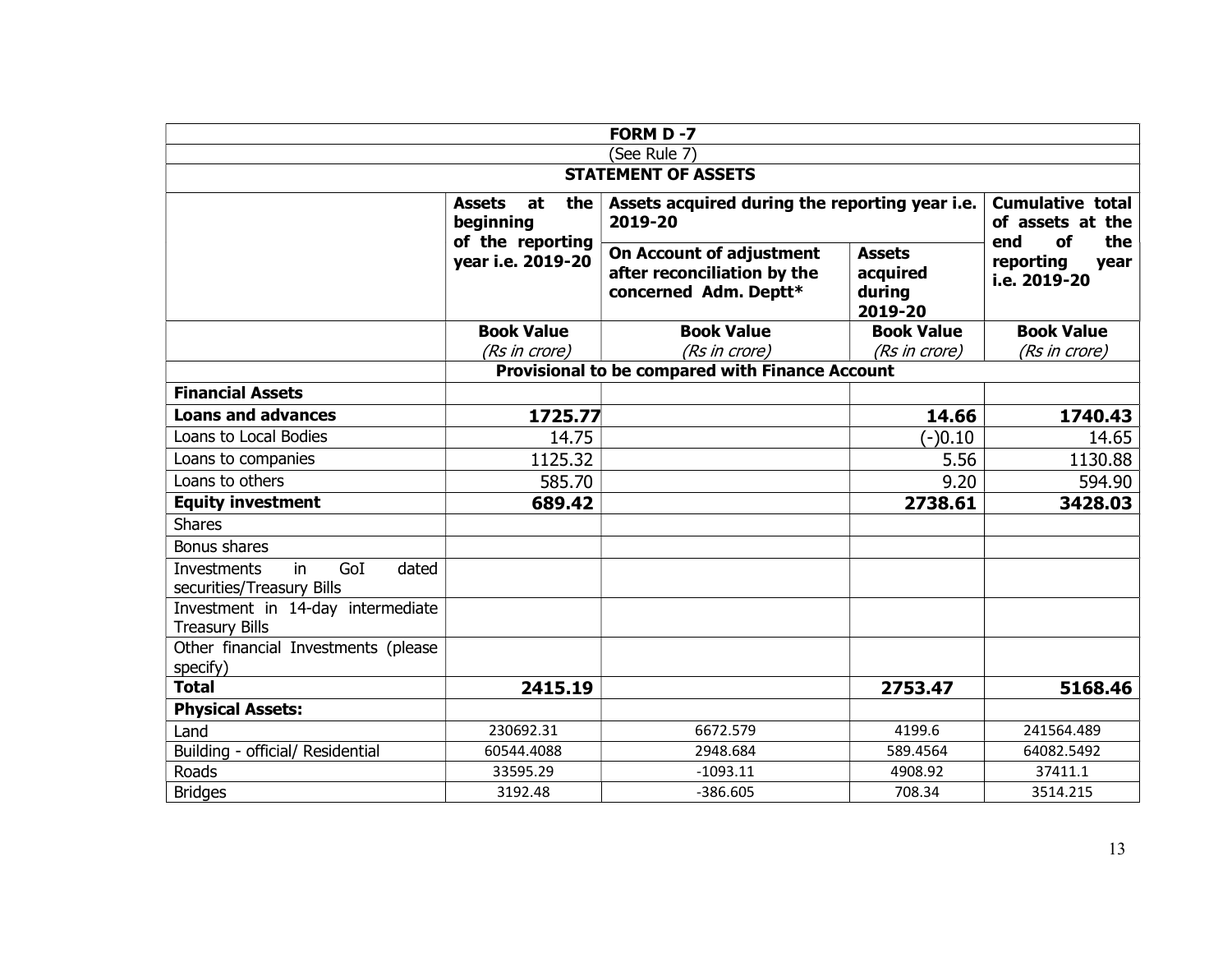| FORM D -7 | | | | |
|---|---|---|---|---|
| (See Rule 7) | | | | |
| **STATEMENT OF ASSETS** | | | | |
| | **Assets at the beginning of the reporting year i.e. 2019-20** | **Assets acquired during the reporting year i.e. 2019-20** | | **Cumulative total of assets at the end of the reporting year i.e. 2019-20** |
| | | **On Account of adjustment after reconciliation by the concerned Adm. Deptt*** | **Assets acquired during 2019-20** | |
| | **Book Value** *(Rs in crore)* | **Book Value** *(Rs in crore)* | **Book Value** *(Rs in crore)* | **Book Value** *(Rs in crore)* |
| | **Provisional to be compared with Finance Account** | | | |
| **Financial Assets** | | | | |
| **Loans and advances** | **1725.77** | | **14.66** | **1740.43** |
| Loans to Local Bodies | 14.75 | | (-)0.10 | 14.65 |
| Loans to companies | 1125.32 | | 5.56 | 1130.88 |
| Loans to others | 585.70 | | 9.20 | 594.90 |
| **Equity investment** | **689.42** | | **2738.61** | **3428.03** |
| Shares | | | | |
| Bonus shares | | | | |
| Investments in GoI dated securities/Treasury Bills | | | | |
| Investment in 14-day intermediate Treasury Bills | | | | |
| Other financial Investments (please specify) | | | | |
| **Total** | **2415.19** | | **2753.47** | **5168.46** |
| **Physical Assets:** | | | | |
| Land | 230692.31 | 6672.579 | 4199.6 | 241564.489 |
| Building - official/ Residential | 60544.4088 | 2948.684 | 589.4564 | 64082.5492 |
| Roads | 33595.29 | -1093.11 | 4908.92 | 37411.1 |
| Bridges | 3192.48 | -386.605 | 708.34 | 3514.215 |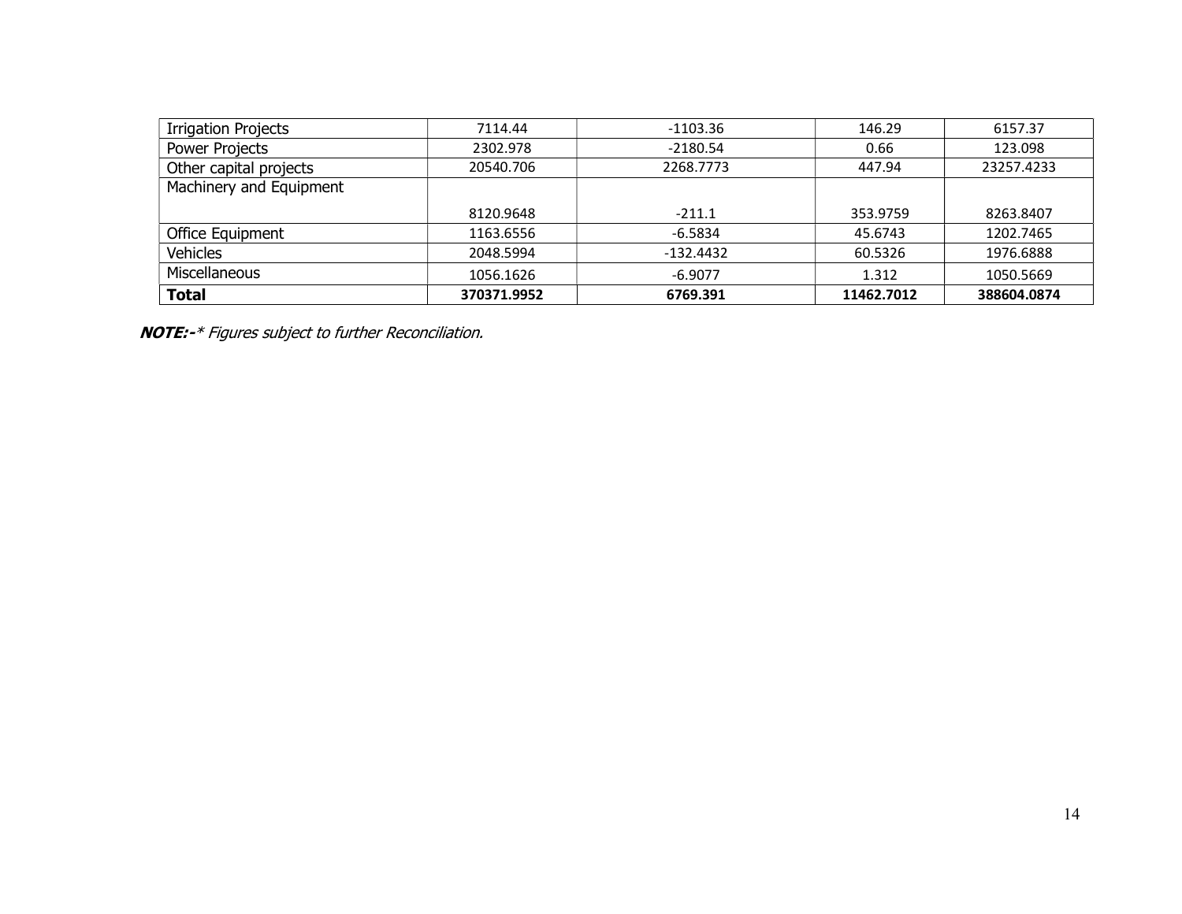| | | | | |
|---|---|---|---|---|
| Irrigation Projects | 7114.44 | -1103.36 | 146.29 | 6157.37 |
| Power Projects | 2302.978 | -2180.54 | 0.66 | 123.098 |
| Other capital projects | 20540.706 | 2268.7773 | 447.94 | 23257.4233 |
| Machinery and Equipment | 8120.9648 | -211.1 | 353.9759 | 8263.8407 |
| Office Equipment | 1163.6556 | -6.5834 | 45.6743 | 1202.7465 |
| Vehicles | 2048.5994 | -132.4432 | 60.5326 | 1976.6888 |
| Miscellaneous | 1056.1626 | -6.9077 | 1.312 | 1050.5669 |
| **Total** | **370371.9952** | **6769.391** | **11462.7012** | **388604.0874** |

***NOTE:-*** *\* Figures subject to further Reconciliation.*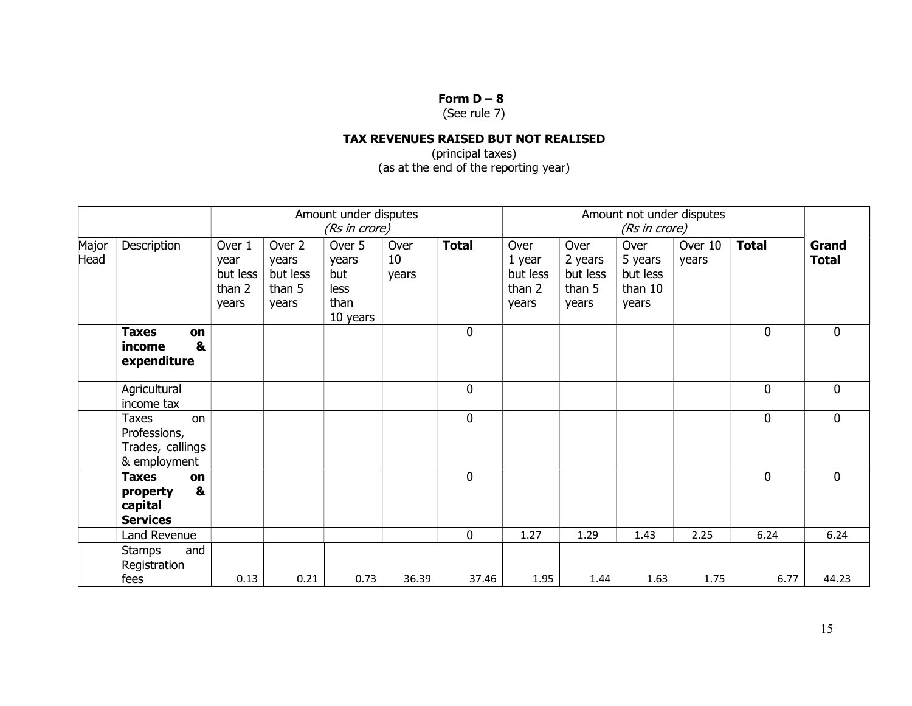**Form D – 8**
(See rule 7)

**TAX REVENUES RAISED BUT NOT REALISED**
(principal taxes)
(as at the end of the reporting year)

| | | Amount under disputes *(Rs in crore)* | | | | | Amount not under disputes *(Rs in crore)* | | | | | |
|---|---|---|---|---|---|---|---|---|---|---|---|---|
| Major Head | Description | Over 1 year but less than 2 years | Over 2 years but less than 5 years | Over 5 years but less than 10 years | Over 10 years | **Total** | Over 1 year but less than 2 years | Over 2 years but less than 5 years | Over 5 years but less than 10 years | Over 10 years | **Total** | **Grand Total** |
| | **Taxes on income & expenditure** | | | | | 0 | | | | | 0 | 0 |
| | Agricultural income tax | | | | | 0 | | | | | 0 | 0 |
| | Taxes on Professions, Trades, callings & employment | | | | | 0 | | | | | 0 | 0 |
| | **Taxes on property & capital Services** | | | | | 0 | | | | | 0 | 0 |
| | Land Revenue | | | | | 0 | 1.27 | 1.29 | 1.43 | 2.25 | 6.24 | 6.24 |
| | Stamps and Registration fees | 0.13 | 0.21 | 0.73 | 36.39 | 37.46 | 1.95 | 1.44 | 1.63 | 1.75 | 6.77 | 44.23 |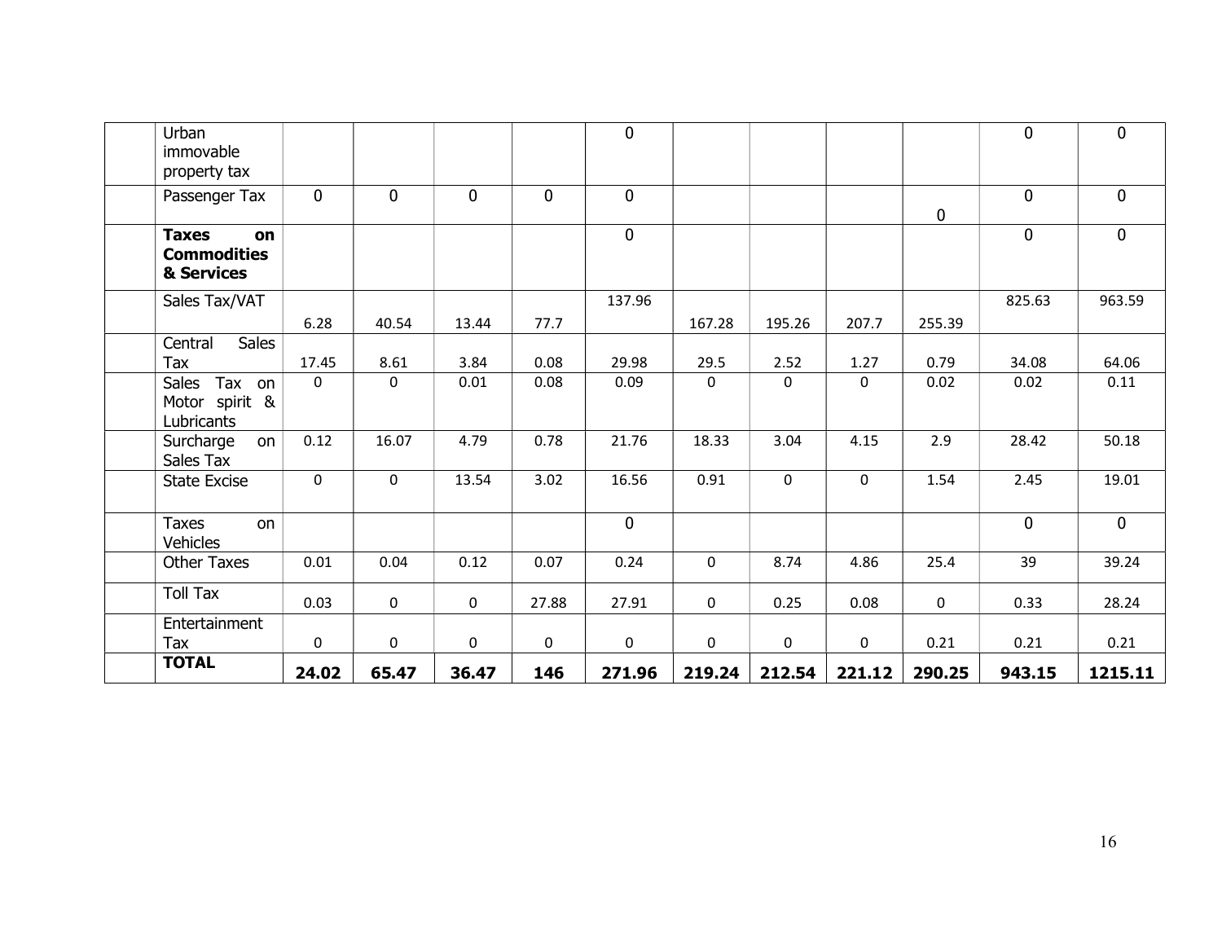| | | | | | | | | | | | |
|---|---|---|---|---|---|---|---|---|---|---|---|
| | Urban immovable property tax | | | | | 0 | | | | | 0 | 0 |
| | Passenger Tax | 0 | 0 | 0 | 0 | 0 | | | | 0 | 0 | 0 |
| | **Taxes on Commodities & Services** | | | | | 0 | | | | | 0 | 0 |
| | Sales Tax/VAT | 6.28 | 40.54 | 13.44 | 77.7 | 137.96 | 167.28 | 195.26 | 207.7 | 255.39 | 825.63 | 963.59 |
| | Central Sales Tax | 17.45 | 8.61 | 3.84 | 0.08 | 29.98 | 29.5 | 2.52 | 1.27 | 0.79 | 34.08 | 64.06 |
| | Sales Tax on Motor spirit & Lubricants | 0 | 0 | 0.01 | 0.08 | 0.09 | 0 | 0 | 0 | 0.02 | 0.02 | 0.11 |
| | Surcharge on Sales Tax | 0.12 | 16.07 | 4.79 | 0.78 | 21.76 | 18.33 | 3.04 | 4.15 | 2.9 | 28.42 | 50.18 |
| | State Excise | 0 | 0 | 13.54 | 3.02 | 16.56 | 0.91 | 0 | 0 | 1.54 | 2.45 | 19.01 |
| | Taxes on Vehicles | | | | | 0 | | | | | 0 | 0 |
| | Other Taxes | 0.01 | 0.04 | 0.12 | 0.07 | 0.24 | 0 | 8.74 | 4.86 | 25.4 | 39 | 39.24 |
| | Toll Tax | 0.03 | 0 | 0 | 27.88 | 27.91 | 0 | 0.25 | 0.08 | 0 | 0.33 | 28.24 |
| | Entertainment Tax | 0 | 0 | 0 | 0 | 0 | 0 | 0 | 0 | 0.21 | 0.21 | 0.21 |
| | **TOTAL** | **24.02** | **65.47** | **36.47** | **146** | **271.96** | **219.24** | **212.54** | **221.12** | **290.25** | **943.15** | **1215.11** |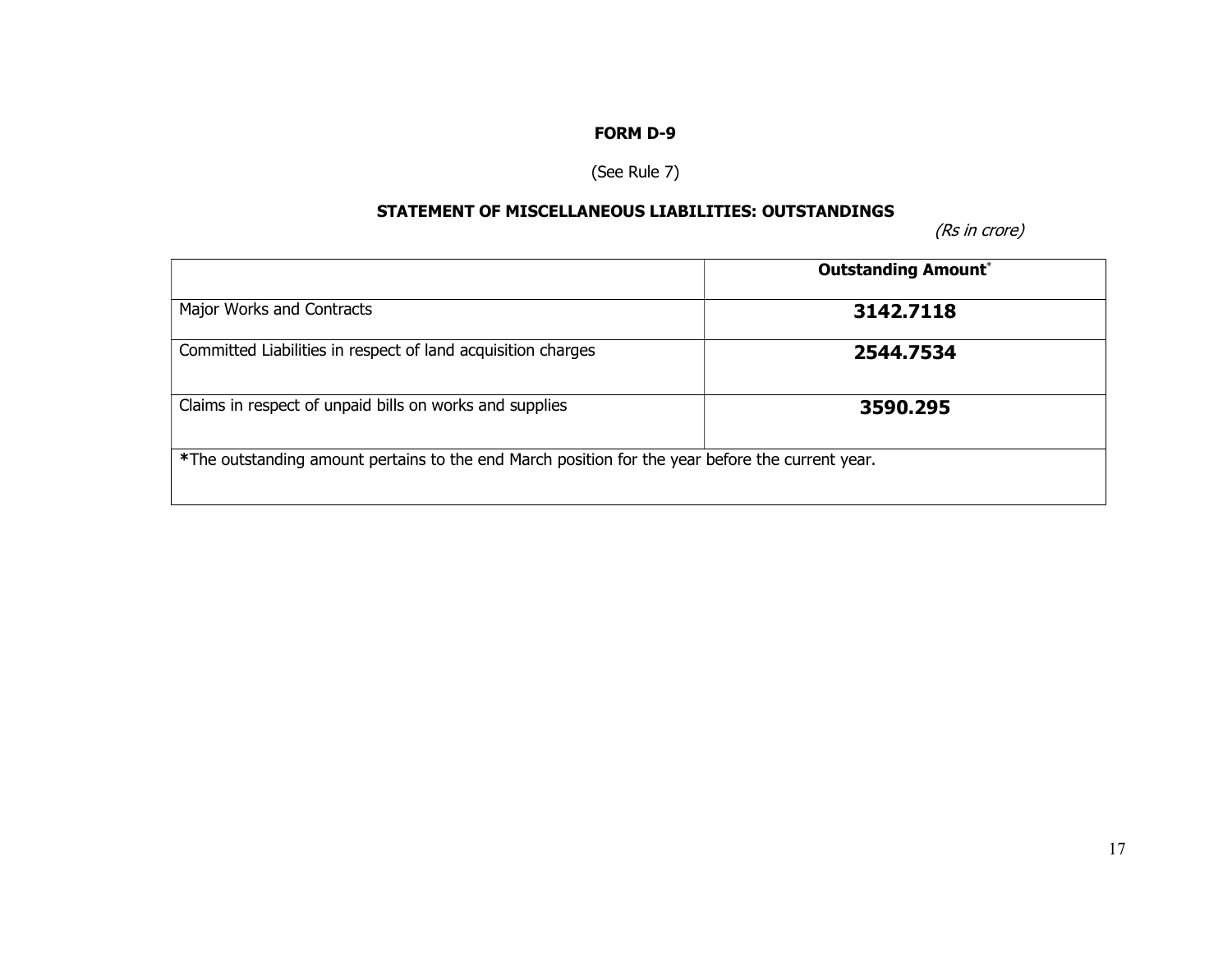**FORM D-9**

(See Rule 7)

**STATEMENT OF MISCELLANEOUS LIABILITIES: OUTSTANDINGS**

*(Rs in crore)*

| | **Outstanding Amount*** |
|---|---|
| Major Works and Contracts | **3142.7118** |
| Committed Liabilities in respect of land acquisition charges | **2544.7534** |
| Claims in respect of unpaid bills on works and supplies | **3590.295** |
| ***The outstanding amount pertains to the end March position for the year before the current year.** | |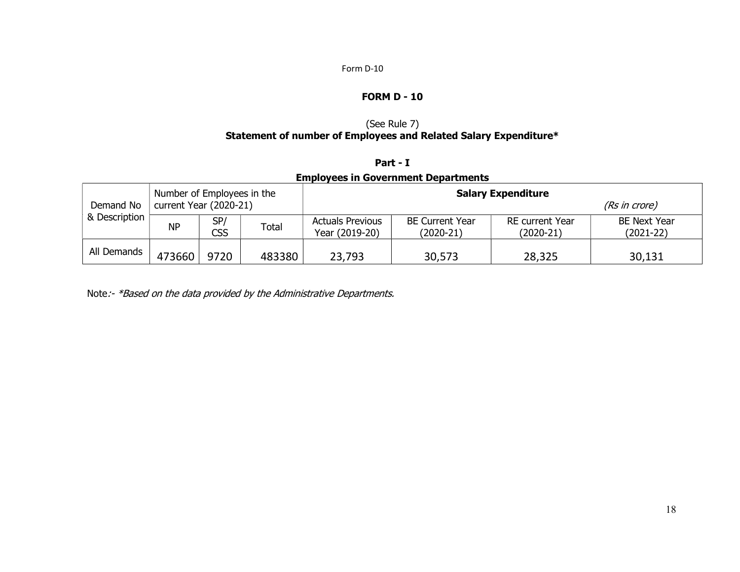Form D-10

# FORM D - 10

(See Rule 7)

## Statement of number of Employees and Related Salary Expenditure*

### Part - I

### Employees in Government Departments

| Demand No & Description | Number of Employees in the current Year (2020-21) | | | **Salary Expenditure** *(Rs in crore)* | | | |
|---|---|---|---|---|---|---|---|
| | NP | SP/ CSS | Total | Actuals Previous Year (2019-20) | BE Current Year (2020-21) | RE current Year (2020-21) | BE Next Year (2021-22) |
| All Demands | 473660 | 9720 | 483380 | 23,793 | 30,573 | 28,325 | 30,131 |

Note:- *\*Based on the data provided by the Administrative Departments.*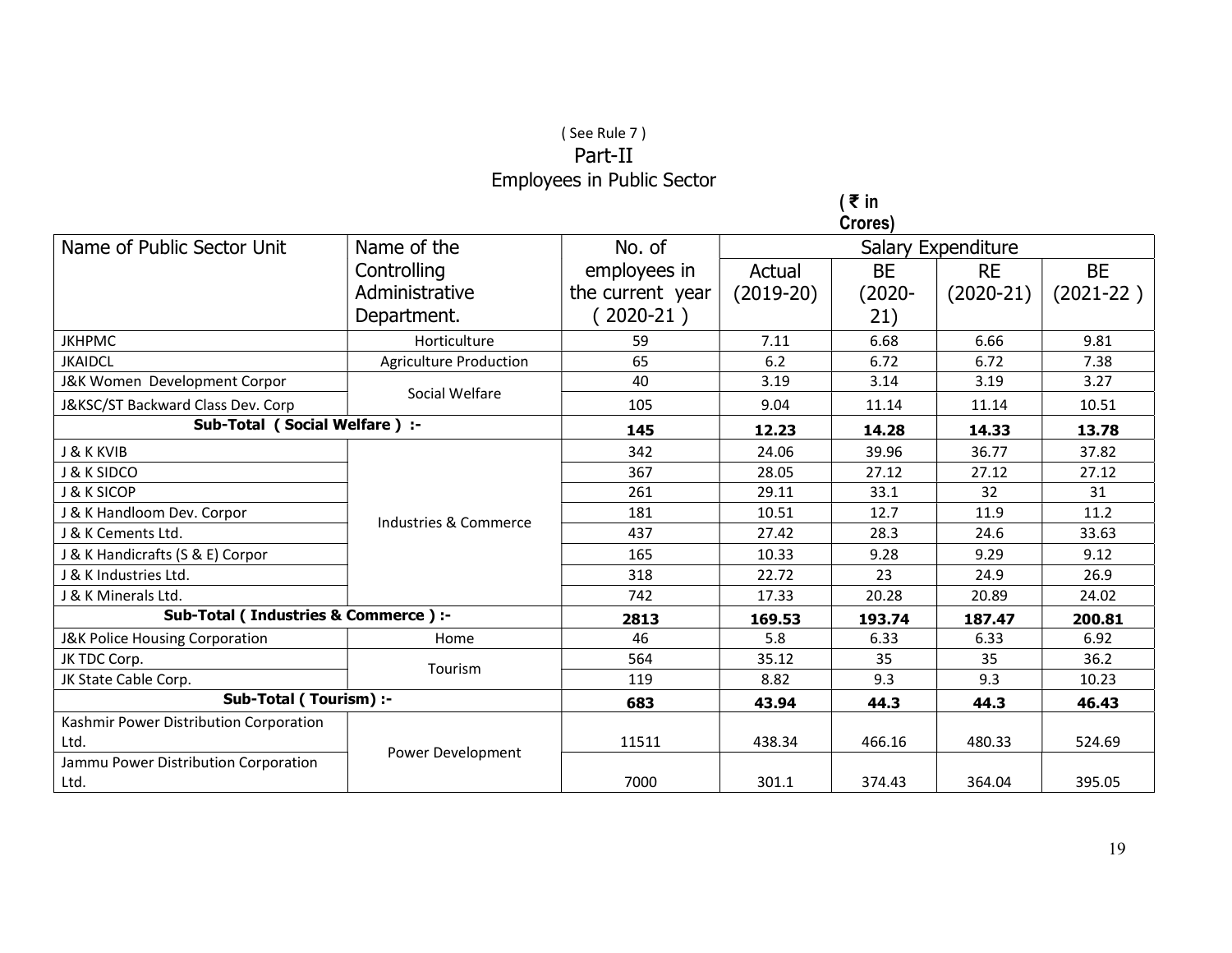( See Rule 7 )

Part-II

Employees in Public Sector

( ₹ in Crores)

| Name of Public Sector Unit | Name of the Controlling Administrative Department. | No. of employees in the current year ( 2020-21 ) | Salary Expenditure | | | |
|---|---|---|---|---|---|---|
| | | | Actual (2019-20) | BE (2020-21) | RE (2020-21) | BE (2021-22 ) |
| JKHPMC | Horticulture | 59 | 7.11 | 6.68 | 6.66 | 9.81 |
| JKAIDCL | Agriculture Production | 65 | 6.2 | 6.72 | 6.72 | 7.38 |
| J&K Women Development Corpor | Social Welfare | 40 | 3.19 | 3.14 | 3.19 | 3.27 |
| J&KSC/ST Backward Class Dev. Corp | | 105 | 9.04 | 11.14 | 11.14 | 10.51 |
| **Sub-Total ( Social Welfare ) :-** | | **145** | **12.23** | **14.28** | **14.33** | **13.78** |
| J & K KVIB | Industries & Commerce | 342 | 24.06 | 39.96 | 36.77 | 37.82 |
| J & K SIDCO | | 367 | 28.05 | 27.12 | 27.12 | 27.12 |
| J & K SICOP | | 261 | 29.11 | 33.1 | 32 | 31 |
| J & K Handloom Dev. Corpor | | 181 | 10.51 | 12.7 | 11.9 | 11.2 |
| J & K Cements Ltd. | | 437 | 27.42 | 28.3 | 24.6 | 33.63 |
| J & K Handicrafts (S & E) Corpor | | 165 | 10.33 | 9.28 | 9.29 | 9.12 |
| J & K Industries Ltd. | | 318 | 22.72 | 23 | 24.9 | 26.9 |
| J & K Minerals Ltd. | | 742 | 17.33 | 20.28 | 20.89 | 24.02 |
| **Sub-Total ( Industries & Commerce ) :-** | | **2813** | **169.53** | **193.74** | **187.47** | **200.81** |
| J&K Police Housing Corporation | Home | 46 | 5.8 | 6.33 | 6.33 | 6.92 |
| JK TDC Corp. | Tourism | 564 | 35.12 | 35 | 35 | 36.2 |
| JK State Cable Corp. | | 119 | 8.82 | 9.3 | 9.3 | 10.23 |
| **Sub-Total ( Tourism) :-** | | **683** | **43.94** | **44.3** | **44.3** | **46.43** |
| Kashmir Power Distribution Corporation Ltd. | Power Development | 11511 | 438.34 | 466.16 | 480.33 | 524.69 |
| Jammu Power Distribution Corporation Ltd. | | 7000 | 301.1 | 374.43 | 364.04 | 395.05 |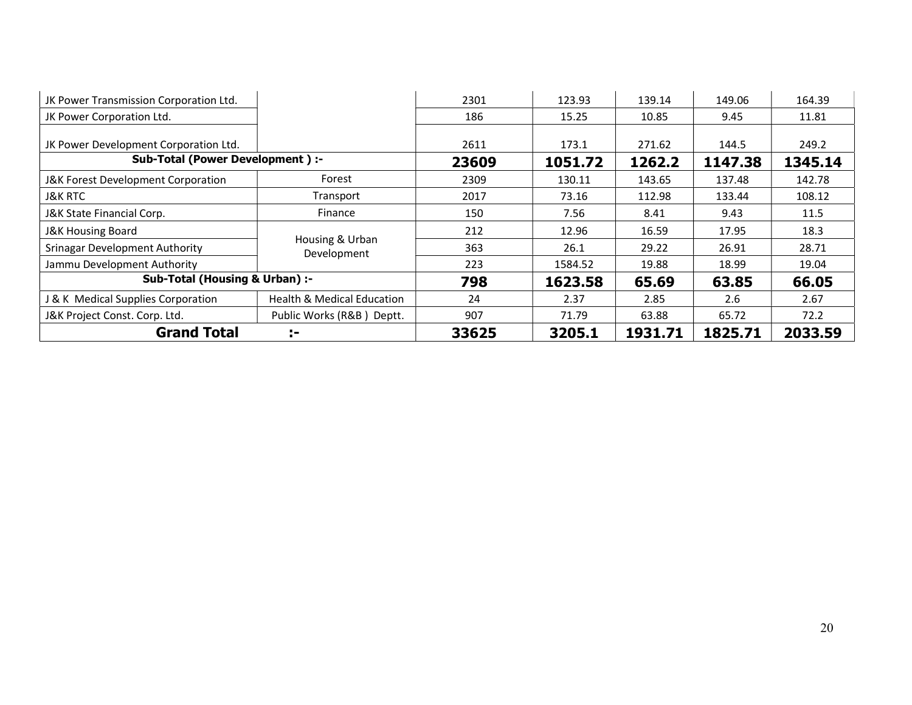| | | | | | | |
|---|---|---|---|---|---|---|
| JK Power Transmission Corporation Ltd. | | 2301 | 123.93 | 139.14 | 149.06 | 164.39 |
| JK Power Corporation Ltd. | | 186 | 15.25 | 10.85 | 9.45 | 11.81 |
| JK Power Development Corporation Ltd. | | 2611 | 173.1 | 271.62 | 144.5 | 249.2 |
| **Sub-Total (Power Development ) :-** | | **23609** | **1051.72** | **1262.2** | **1147.38** | **1345.14** |
| J&K Forest Development Corporation | Forest | 2309 | 130.11 | 143.65 | 137.48 | 142.78 |
| J&K RTC | Transport | 2017 | 73.16 | 112.98 | 133.44 | 108.12 |
| J&K State Financial Corp. | Finance | 150 | 7.56 | 8.41 | 9.43 | 11.5 |
| J&K Housing Board | Housing & Urban Development | 212 | 12.96 | 16.59 | 17.95 | 18.3 |
| Srinagar Development Authority | | 363 | 26.1 | 29.22 | 26.91 | 28.71 |
| Jammu Development Authority | | 223 | 1584.52 | 19.88 | 18.99 | 19.04 |
| **Sub-Total (Housing & Urban) :-** | | **798** | **1623.58** | **65.69** | **63.85** | **66.05** |
| J & K Medical Supplies Corporation | Health & Medical Education | 24 | 2.37 | 2.85 | 2.6 | 2.67 |
| J&K Project Const. Corp. Ltd. | Public Works (R&B ) Deptt. | 907 | 71.79 | 63.88 | 65.72 | 72.2 |
| **Grand Total** | **:-** | **33625** | **3205.1** | **1931.71** | **1825.71** | **2033.59** |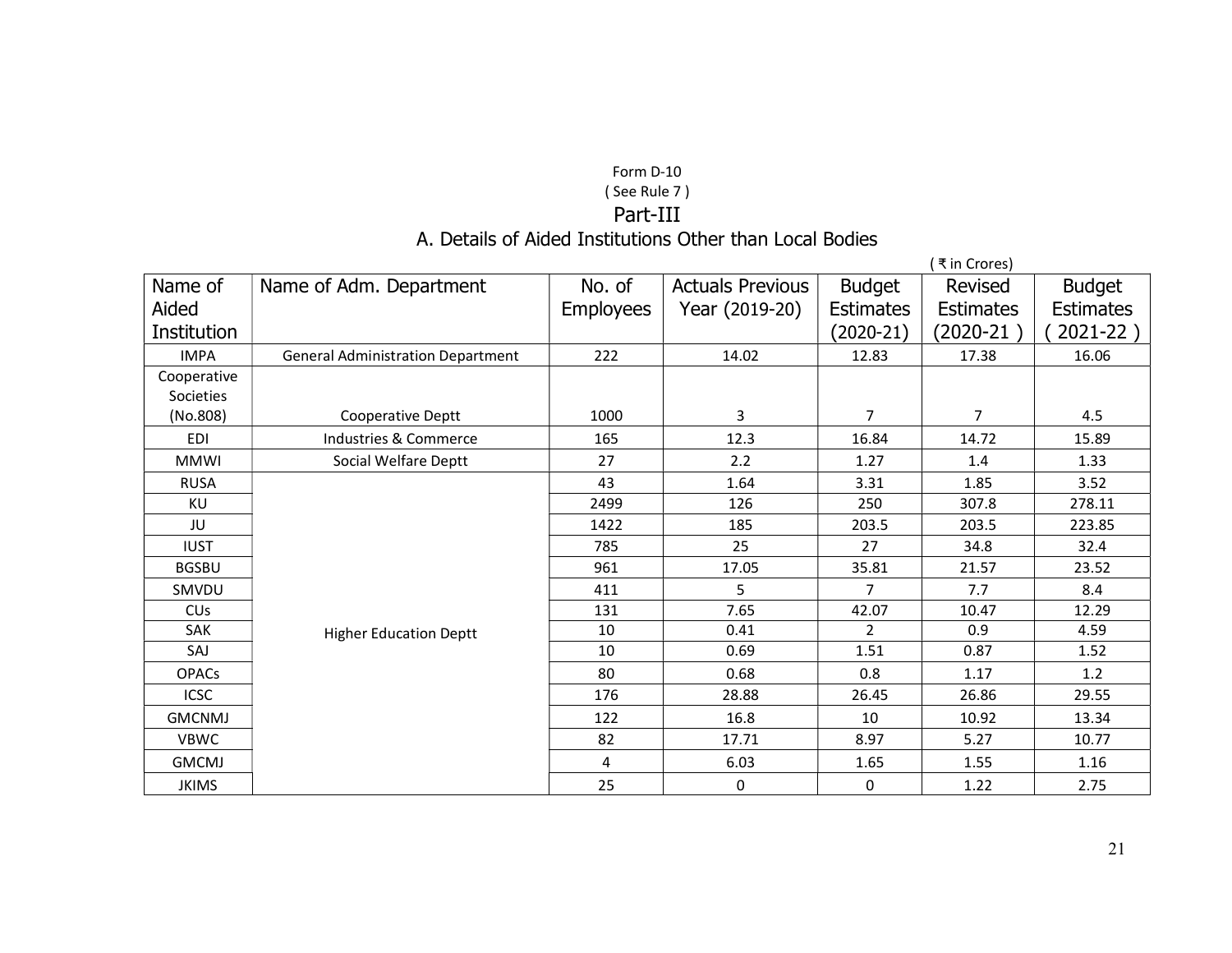Form D-10

( See Rule 7 )

## Part-III

### A. Details of Aided Institutions Other than Local Bodies

( ₹ in Crores)

| Name of Aided Institution | Name of Adm. Department | No. of Employees | Actuals Previous Year (2019-20) | Budget Estimates (2020-21) | Revised Estimates (2020-21 ) | Budget Estimates ( 2021-22 ) |
|---|---|---|---|---|---|---|
| IMPA | General Administration Department | 222 | 14.02 | 12.83 | 17.38 | 16.06 |
| Cooperative Societies (No.808) | Cooperative Deptt | 1000 | 3 | 7 | 7 | 4.5 |
| EDI | Industries & Commerce | 165 | 12.3 | 16.84 | 14.72 | 15.89 |
| MMWI | Social Welfare Deptt | 27 | 2.2 | 1.27 | 1.4 | 1.33 |
| RUSA | Higher Education Deptt | 43 | 1.64 | 3.31 | 1.85 | 3.52 |
| KU | | 2499 | 126 | 250 | 307.8 | 278.11 |
| JU | | 1422 | 185 | 203.5 | 203.5 | 223.85 |
| IUST | | 785 | 25 | 27 | 34.8 | 32.4 |
| BGSBU | | 961 | 17.05 | 35.81 | 21.57 | 23.52 |
| SMVDU | | 411 | 5 | 7 | 7.7 | 8.4 |
| CUs | | 131 | 7.65 | 42.07 | 10.47 | 12.29 |
| SAK | | 10 | 0.41 | 2 | 0.9 | 4.59 |
| SAJ | | 10 | 0.69 | 1.51 | 0.87 | 1.52 |
| OPACs | | 80 | 0.68 | 0.8 | 1.17 | 1.2 |
| ICSC | | 176 | 28.88 | 26.45 | 26.86 | 29.55 |
| GMCNMJ | | 122 | 16.8 | 10 | 10.92 | 13.34 |
| VBWC | | 82 | 17.71 | 8.97 | 5.27 | 10.77 |
| GMCMJ | | 4 | 6.03 | 1.65 | 1.55 | 1.16 |
| JKIMS | | 25 | 0 | 0 | 1.22 | 2.75 |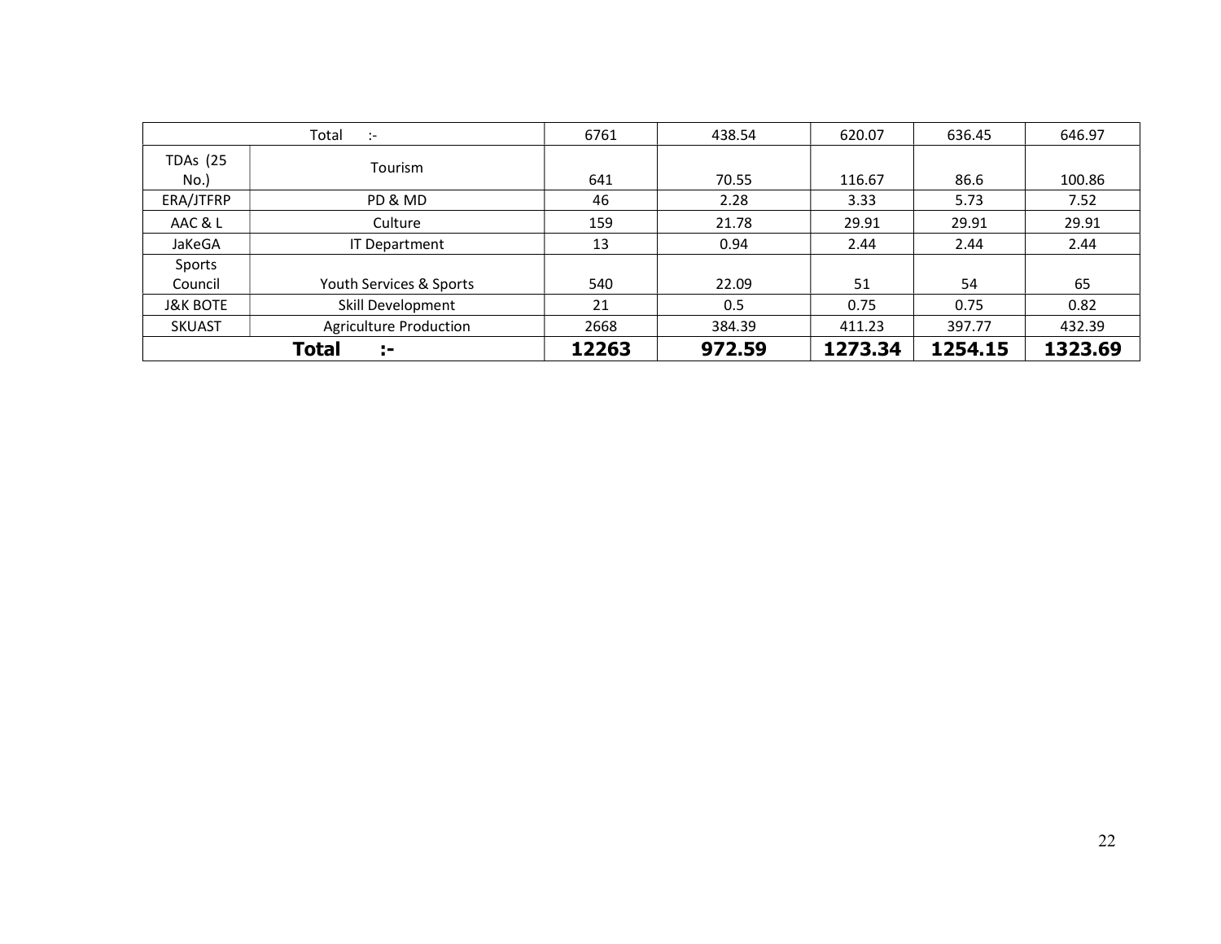| Total :- | | 6761 | 438.54 | 620.07 | 636.45 | 646.97 |
|---|---|---|---|---|---|---|
| TDAs (25 No.) | Tourism | 641 | 70.55 | 116.67 | 86.6 | 100.86 |
| ERA/JTFRP | PD & MD | 46 | 2.28 | 3.33 | 5.73 | 7.52 |
| AAC & L | Culture | 159 | 21.78 | 29.91 | 29.91 | 29.91 |
| JaKeGA | IT Department | 13 | 0.94 | 2.44 | 2.44 | 2.44 |
| Sports Council | Youth Services & Sports | 540 | 22.09 | 51 | 54 | 65 |
| J&K BOTE | Skill Development | 21 | 0.5 | 0.75 | 0.75 | 0.82 |
| SKUAST | Agriculture Production | 2668 | 384.39 | 411.23 | 397.77 | 432.39 |
| **Total :-** | | **12263** | **972.59** | **1273.34** | **1254.15** | **1323.69** |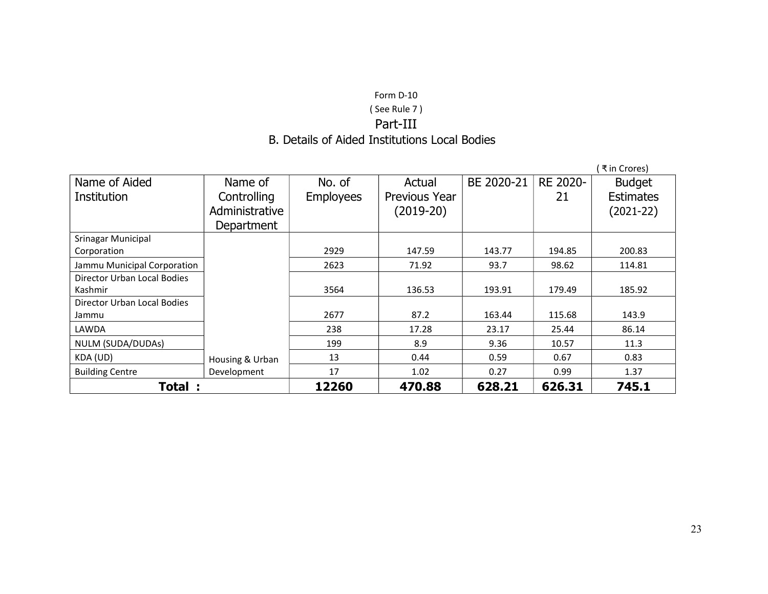Form D-10

( See Rule 7 )

## Part-III

## B. Details of Aided Institutions Local Bodies

( ₹ in Crores)

| Name of Aided Institution | Name of Controlling Administrative Department | No. of Employees | Actual Previous Year (2019-20) | BE 2020-21 | RE 2020-21 | Budget Estimates (2021-22) |
|---|---|---|---|---|---|---|
| Srinagar Municipal Corporation | Housing & Urban Development | 2929 | 147.59 | 143.77 | 194.85 | 200.83 |
| Jammu Municipal Corporation | | 2623 | 71.92 | 93.7 | 98.62 | 114.81 |
| Director Urban Local Bodies Kashmir | | 3564 | 136.53 | 193.91 | 179.49 | 185.92 |
| Director Urban Local Bodies Jammu | | 2677 | 87.2 | 163.44 | 115.68 | 143.9 |
| LAWDA | | 238 | 17.28 | 23.17 | 25.44 | 86.14 |
| NULM (SUDA/DUDAs) | | 199 | 8.9 | 9.36 | 10.57 | 11.3 |
| KDA (UD) | | 13 | 0.44 | 0.59 | 0.67 | 0.83 |
| Building Centre | | 17 | 1.02 | 0.27 | 0.99 | 1.37 |
| **Total :** | | **12260** | **470.88** | **628.21** | **626.31** | **745.1** |